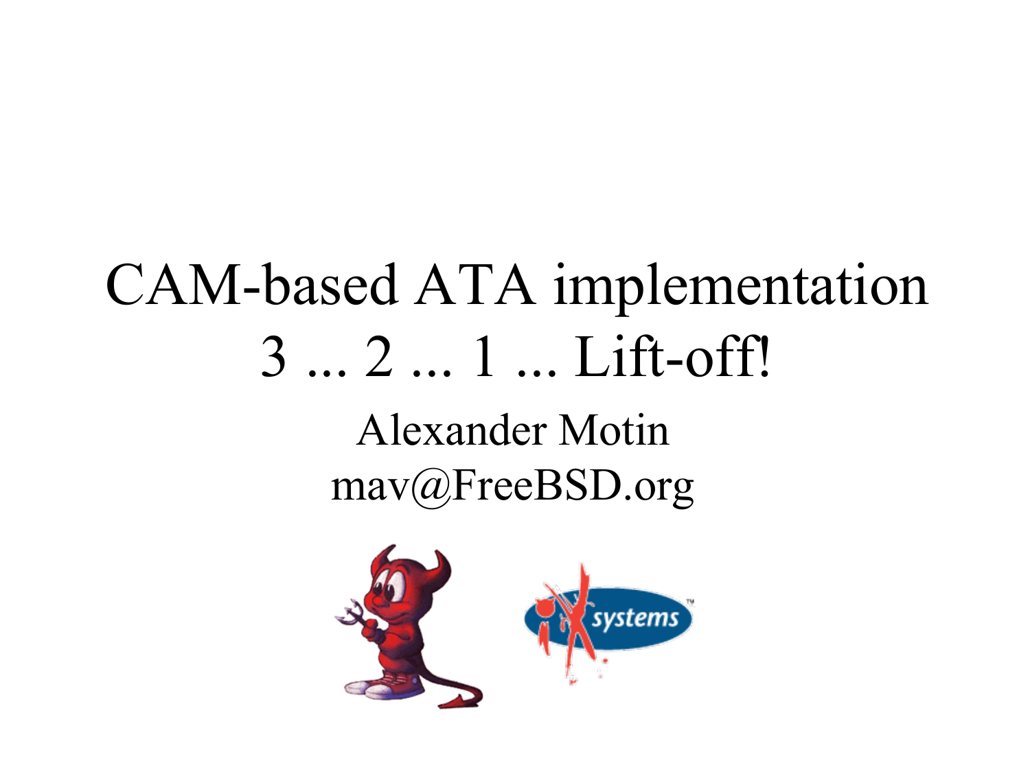# CAM-based ATA implementation
# 3 ... 2 ... 1 ... Lift-off!

Alexander Motin

mav@FreeBSD.org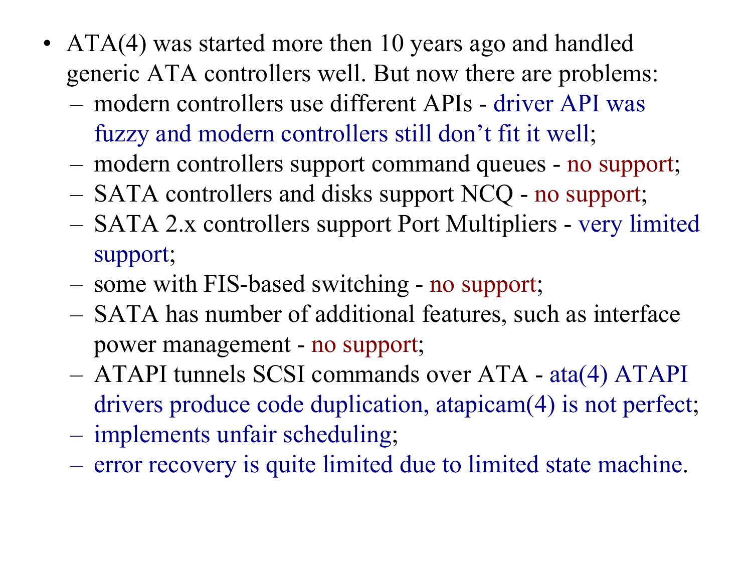- ATA(4) was started more then 10 years ago and handled generic ATA controllers well. But now there are problems:
  - modern controllers use different APIs - driver API was fuzzy and modern controllers still don't fit it well;
  - modern controllers support command queues - no support;
  - SATA controllers and disks support NCQ - no support;
  - SATA 2.x controllers support Port Multipliers - very limited support;
  - some with FIS-based switching - no support;
  - SATA has number of additional features, such as interface power management - no support;
  - ATAPI tunnels SCSI commands over ATA - ata(4) ATAPI drivers produce code duplication, atapicam(4) is not perfect;
  - implements unfair scheduling;
  - error recovery is quite limited due to limited state machine.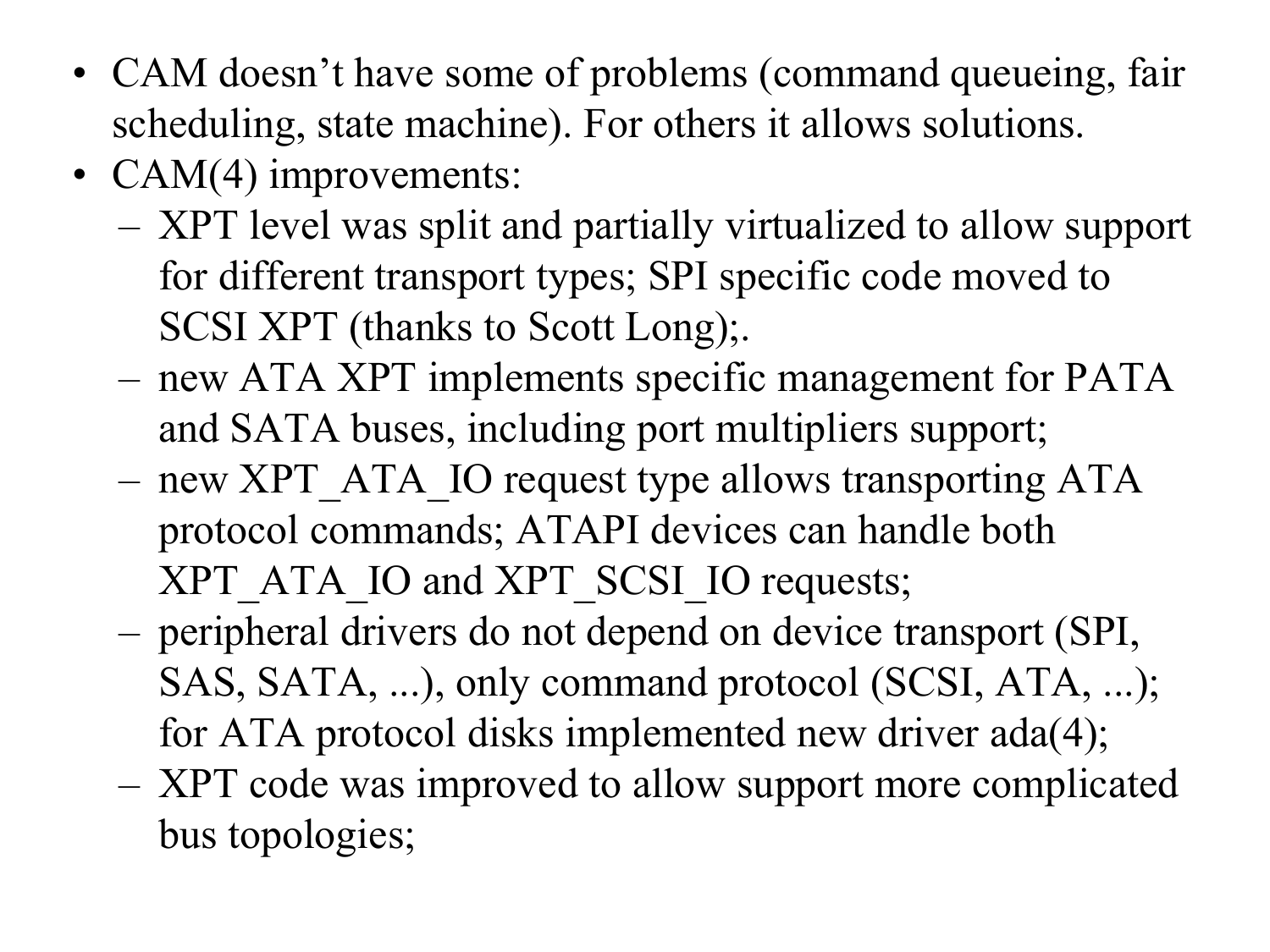- CAM doesn’t have some of problems (command queueing, fair scheduling, state machine). For others it allows solutions.
- CAM(4) improvements:
  - XPT level was split and partially virtualized to allow support for different transport types; SPI specific code moved to SCSI XPT (thanks to Scott Long);.
  - new ATA XPT implements specific management for PATA and SATA buses, including port multipliers support;
  - new XPT_ATA_IO request type allows transporting ATA protocol commands; ATAPI devices can handle both XPT_ATA_IO and XPT_SCSI_IO requests;
  - peripheral drivers do not depend on device transport (SPI, SAS, SATA, ...), only command protocol (SCSI, ATA, ...); for ATA protocol disks implemented new driver ada(4);
  - XPT code was improved to allow support more complicated bus topologies;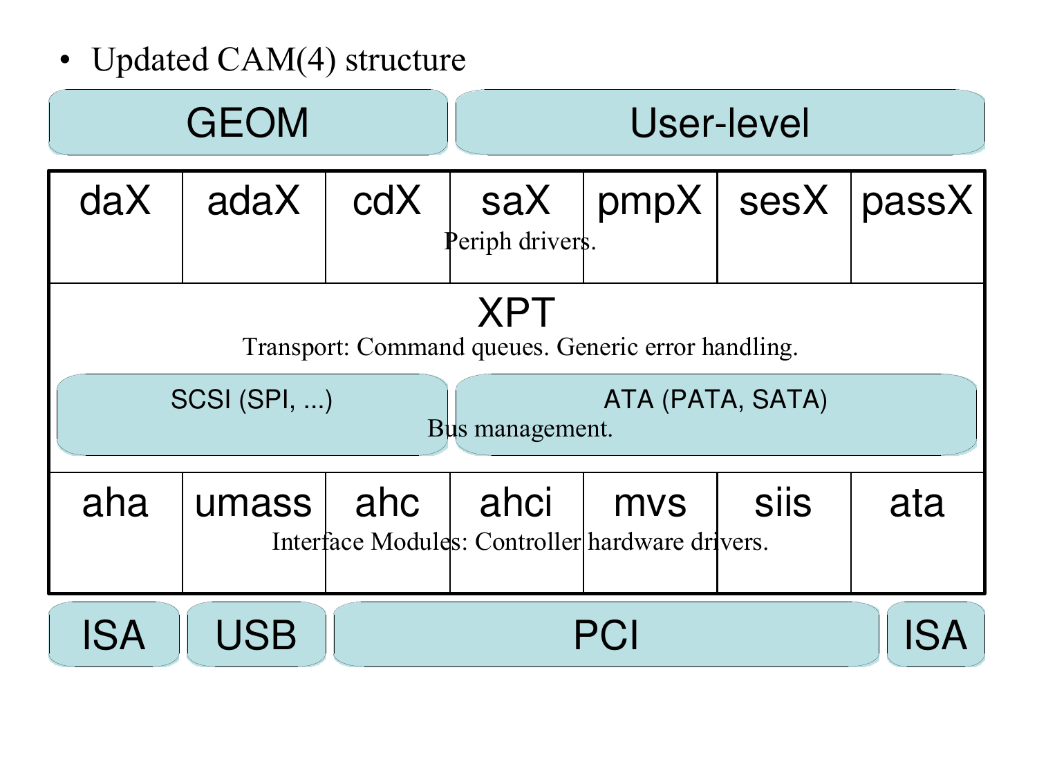- Updated CAM(4) structure

| GEOM | | | | User-level | | |
|---|---|---|---|---|---|---|
| daX | adaX | cdX | saX | pmpX | sesX | passX |
| Periph drivers. | | | | | | |
| XPT | | | | | | |
| Transport: Command queues. Generic error handling. | | | | | | |
| SCSI (SPI, ...) | | | ATA (PATA, SATA) | | | |
| Bus management. | | | | | | |
| aha | umass | ahc | ahci | mvs | siis | ata |
| Interface Modules: Controller hardware drivers. | | | | | | |
| ISA | USB | PCI | | | | ISA |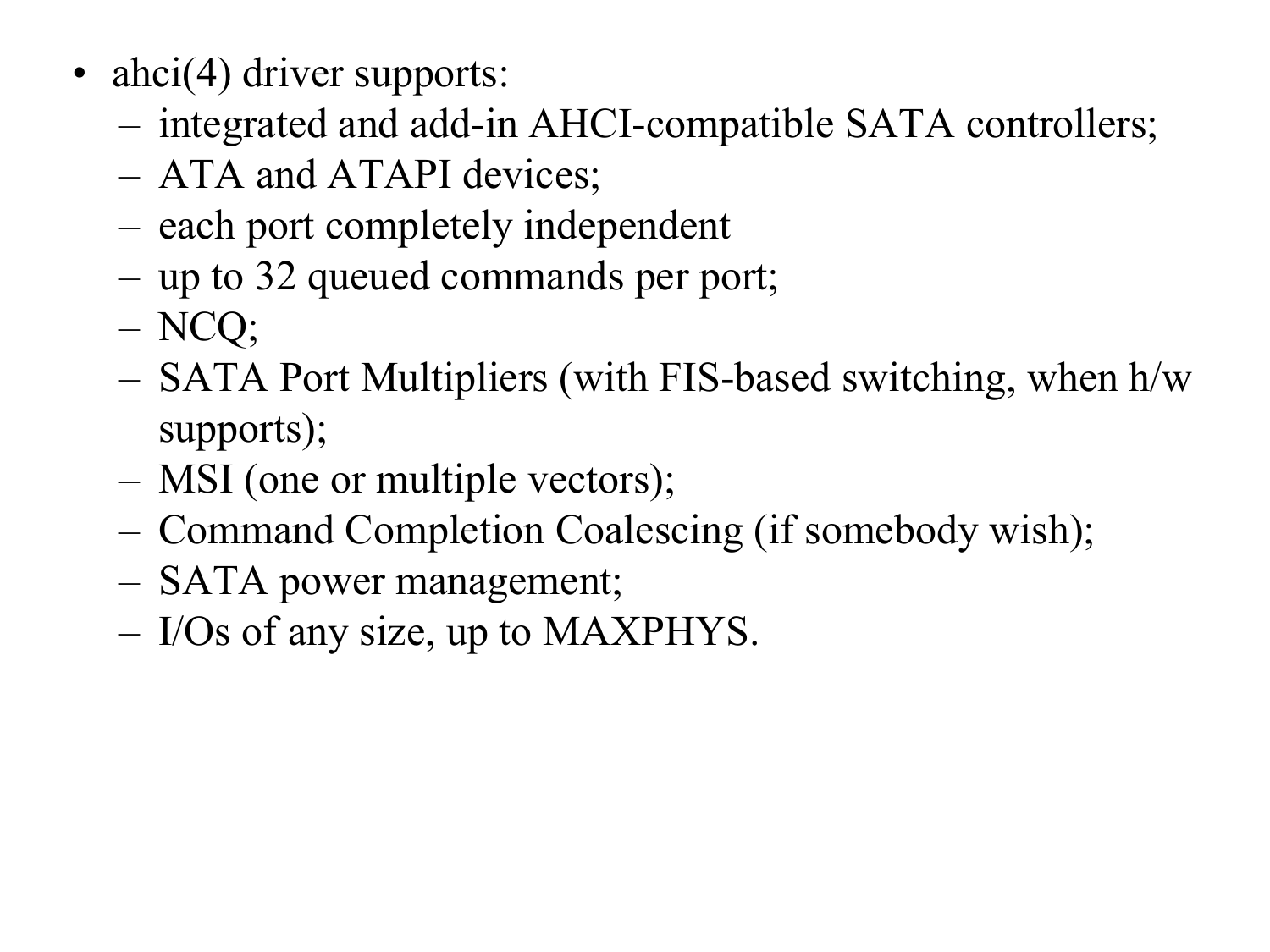- ahci(4) driver supports:
  - integrated and add-in AHCI-compatible SATA controllers;
  - ATA and ATAPI devices;
  - each port completely independent
  - up to 32 queued commands per port;
  - NCQ;
  - SATA Port Multipliers (with FIS-based switching, when h/w supports);
  - MSI (one or multiple vectors);
  - Command Completion Coalescing (if somebody wish);
  - SATA power management;
  - I/Os of any size, up to MAXPHYS.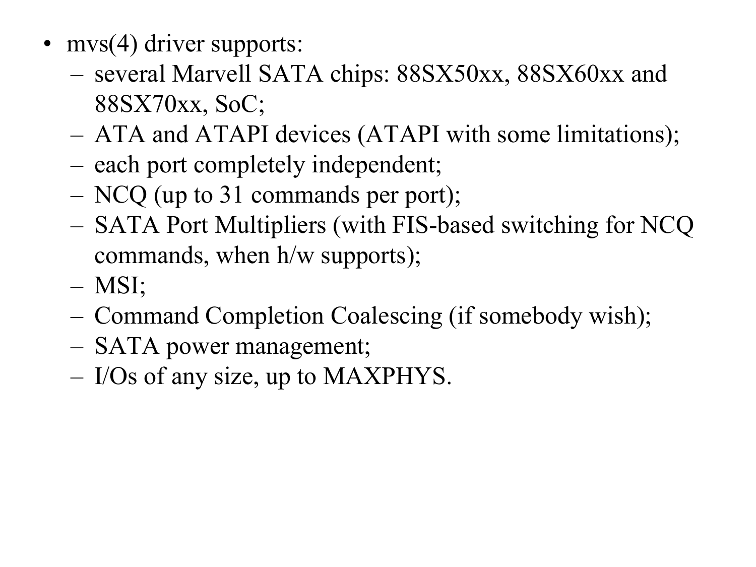- mvs(4) driver supports:
  - several Marvell SATA chips: 88SX50xx, 88SX60xx and 88SX70xx, SoC;
  - ATA and ATAPI devices (ATAPI with some limitations);
  - each port completely independent;
  - NCQ (up to 31 commands per port);
  - SATA Port Multipliers (with FIS-based switching for NCQ commands, when h/w supports);
  - MSI;
  - Command Completion Coalescing (if somebody wish);
  - SATA power management;
  - I/Os of any size, up to MAXPHYS.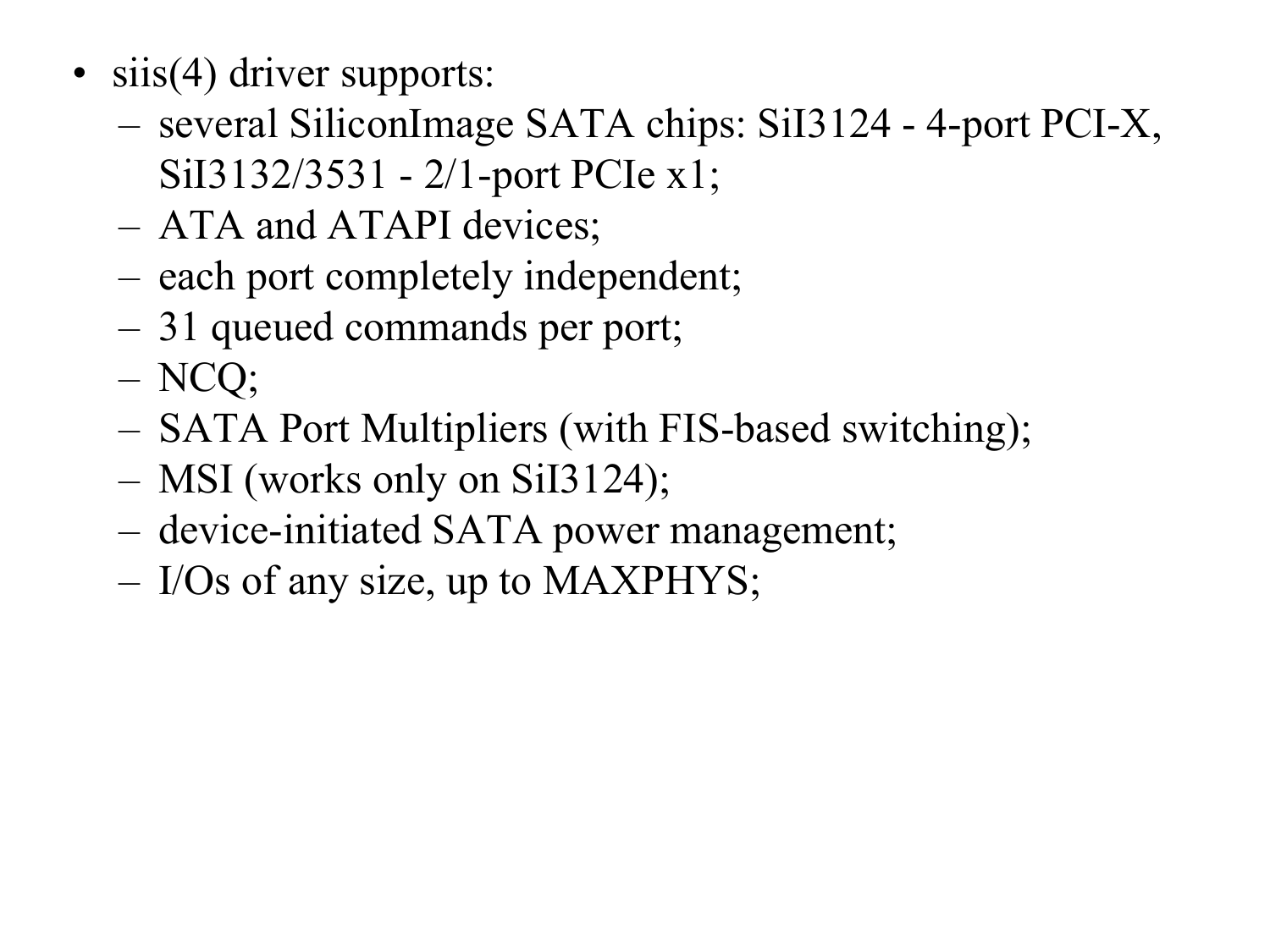- siis(4) driver supports:
  - several SiliconImage SATA chips: SiI3124 - 4-port PCI-X, SiI3132/3531 - 2/1-port PCIe x1;
  - ATA and ATAPI devices;
  - each port completely independent;
  - 31 queued commands per port;
  - NCQ;
  - SATA Port Multipliers (with FIS-based switching);
  - MSI (works only on SiI3124);
  - device-initiated SATA power management;
  - I/Os of any size, up to MAXPHYS;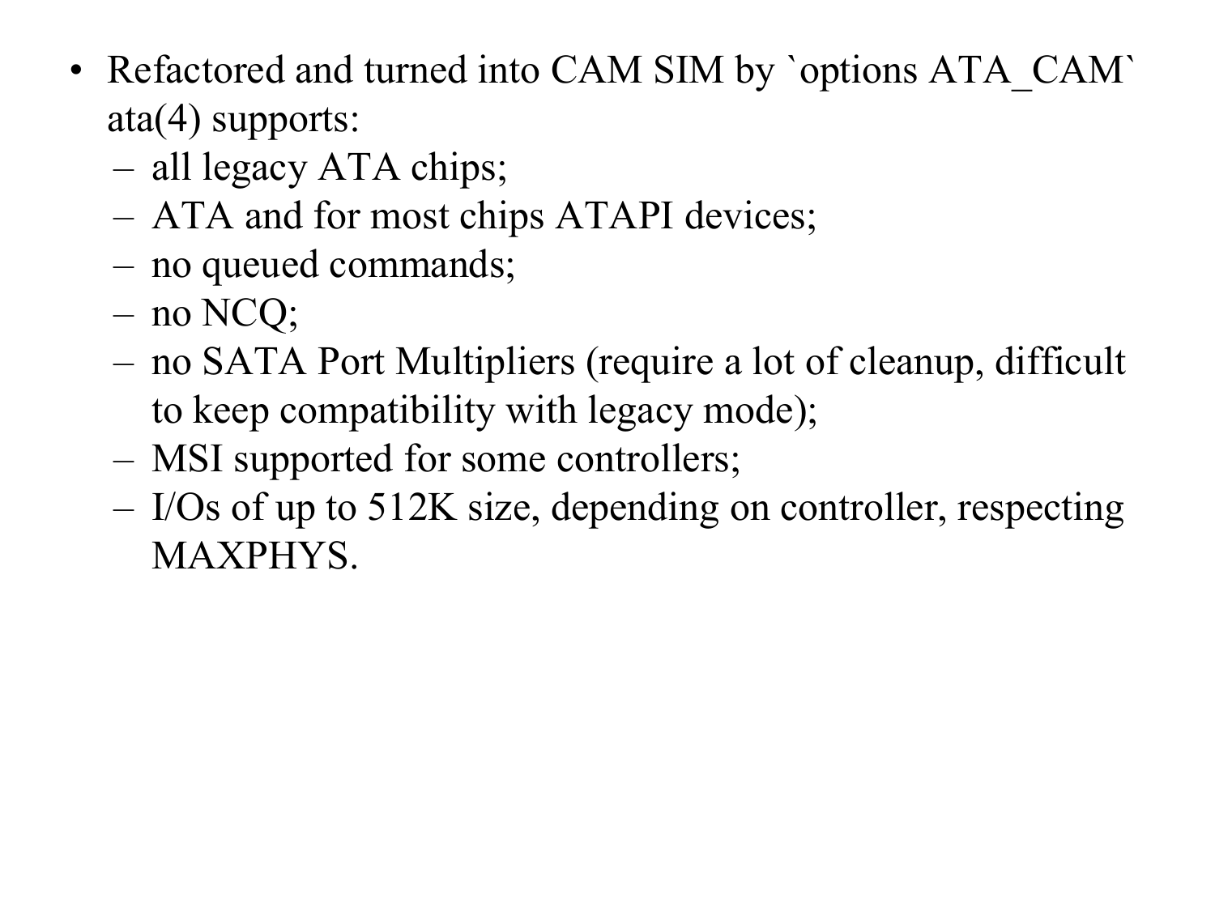- Refactored and turned into CAM SIM by `options ATA_CAM` ata(4) supports:
  - all legacy ATA chips;
  - ATA and for most chips ATAPI devices;
  - no queued commands;
  - no NCQ;
  - no SATA Port Multipliers (require a lot of cleanup, difficult to keep compatibility with legacy mode);
  - MSI supported for some controllers;
  - I/Os of up to 512K size, depending on controller, respecting MAXPHYS.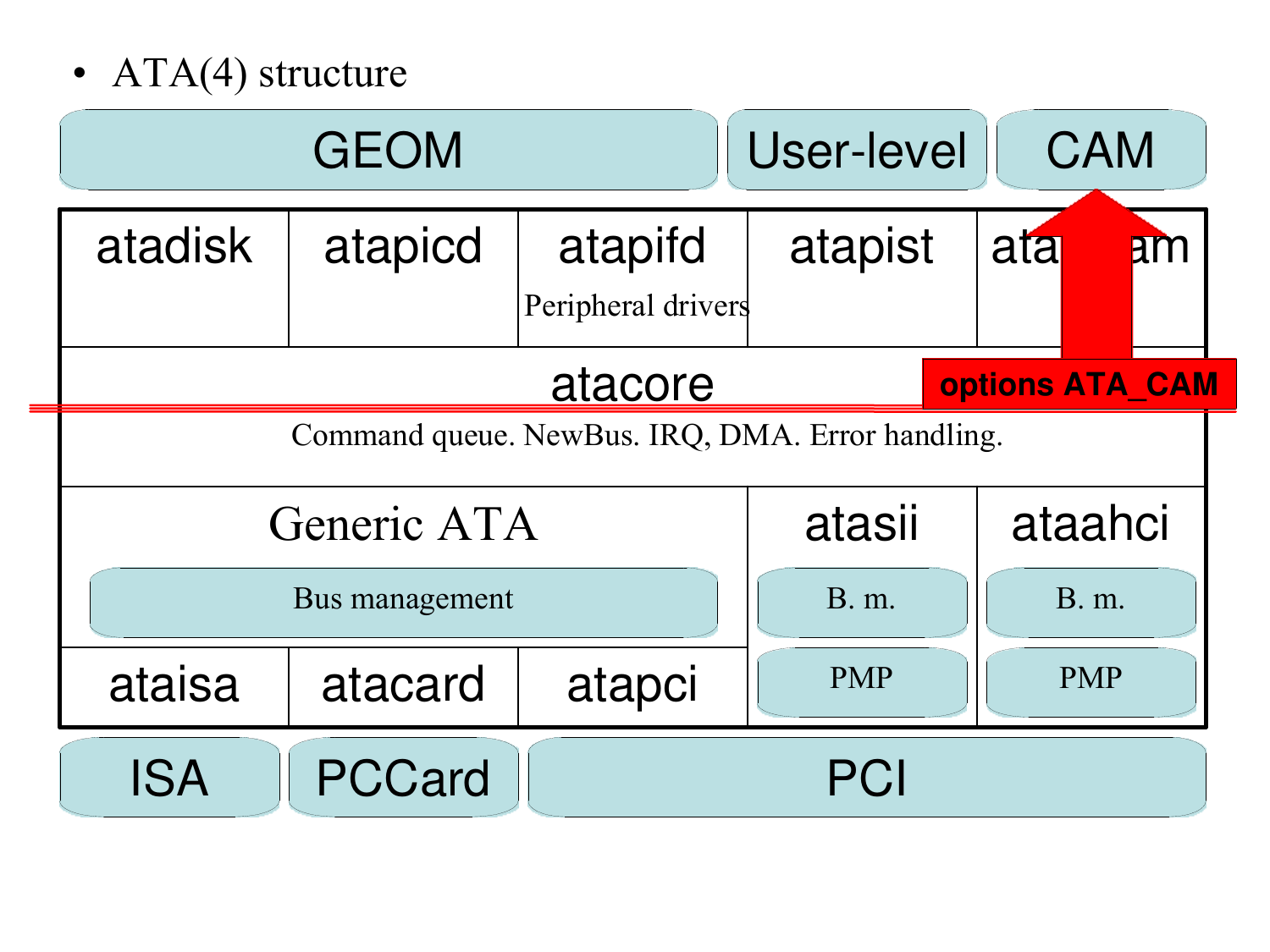- ATA(4) structure

| GEOM | | | User-level | CAM |
|---|---|---|---|---|
| atadisk | atapicd | atapifd<br>Peripheral drivers | atapist | atapicam |
| atacore<br>Command queue. NewBus. IRQ, DMA. Error handling. | | | | |
| Generic ATA<br>Bus management | | | atasii<br>B. m.<br>PMP | ataahci<br>B. m.<br>PMP |
| ataisa | atacard | atapci | | |
| ISA | PCCard | PCI | | |

**options ATA_CAM**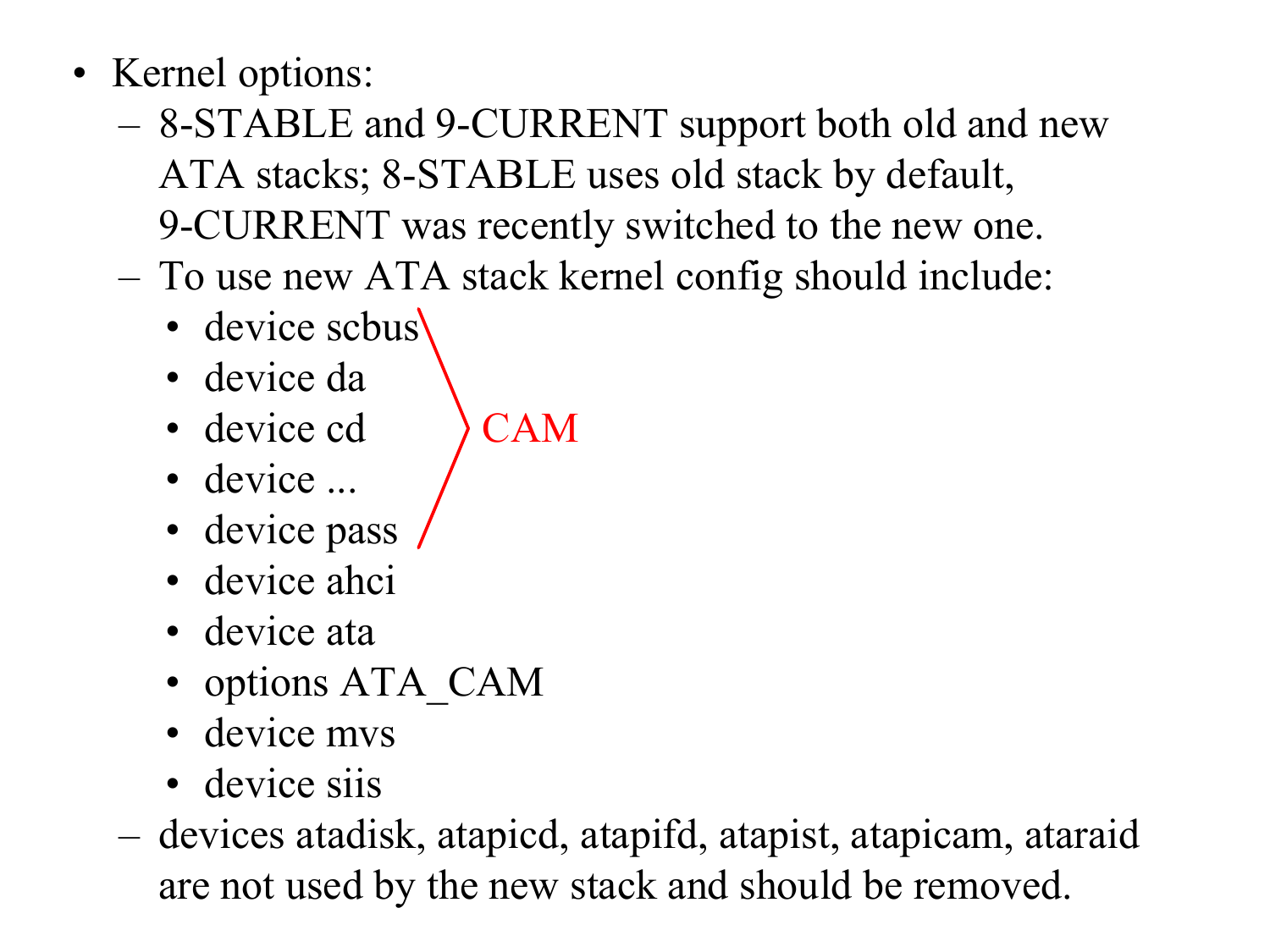- Kernel options:
  - 8-STABLE and 9-CURRENT support both old and new ATA stacks; 8-STABLE uses old stack by default, 9-CURRENT was recently switched to the new one.
  - To use new ATA stack kernel config should include:
    - device scbus
    - device da
    - device cd
    - device ...
    - device pass
    - device ahci
    - device ata
    - options ATA_CAM
    - device mvs
    - device siis

    (device scbus, da, cd, ..., pass: CAM)
  - devices atadisk, atapicd, atapifd, atapist, atapicam, ataraid are not used by the new stack and should be removed.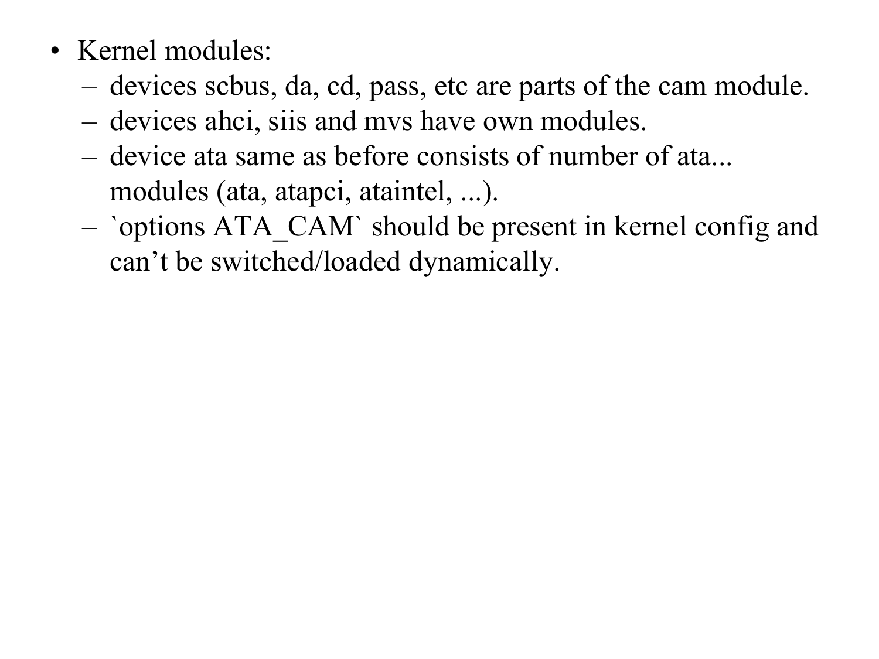- Kernel modules:
  - devices scbus, da, cd, pass, etc are parts of the cam module.
  - devices ahci, siis and mvs have own modules.
  - device ata same as before consists of number of ata... modules (ata, atapci, ataintel, ...).
  - `options ATA_CAM` should be present in kernel config and can't be switched/loaded dynamically.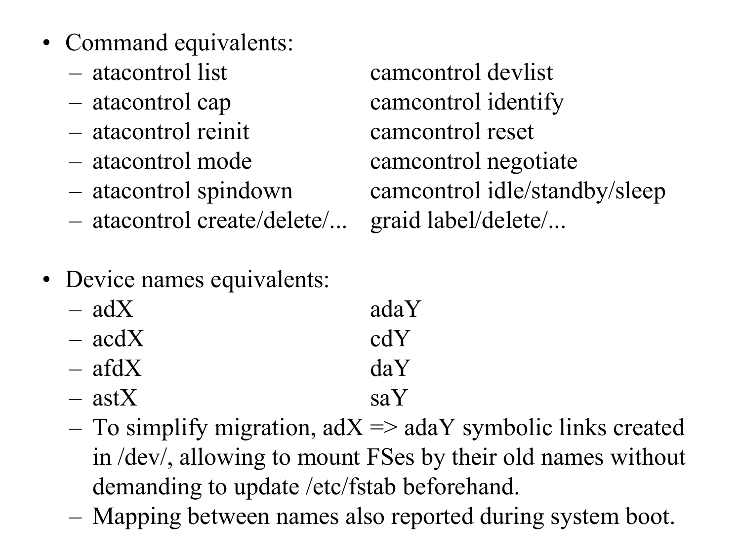- Command equivalents:
  - atacontrol list camcontrol devlist
  - atacontrol cap camcontrol identify
  - atacontrol reinit camcontrol reset
  - atacontrol mode camcontrol negotiate
  - atacontrol spindown camcontrol idle/standby/sleep
  - atacontrol create/delete/... graid label/delete/...

- Device names equivalents:
  - adX adaY
  - acdX cdY
  - afdX daY
  - astX saY
  - To simplify migration, adX => adaY symbolic links created in /dev/, allowing to mount FSes by their old names without demanding to update /etc/fstab beforehand.
  - Mapping between names also reported during system boot.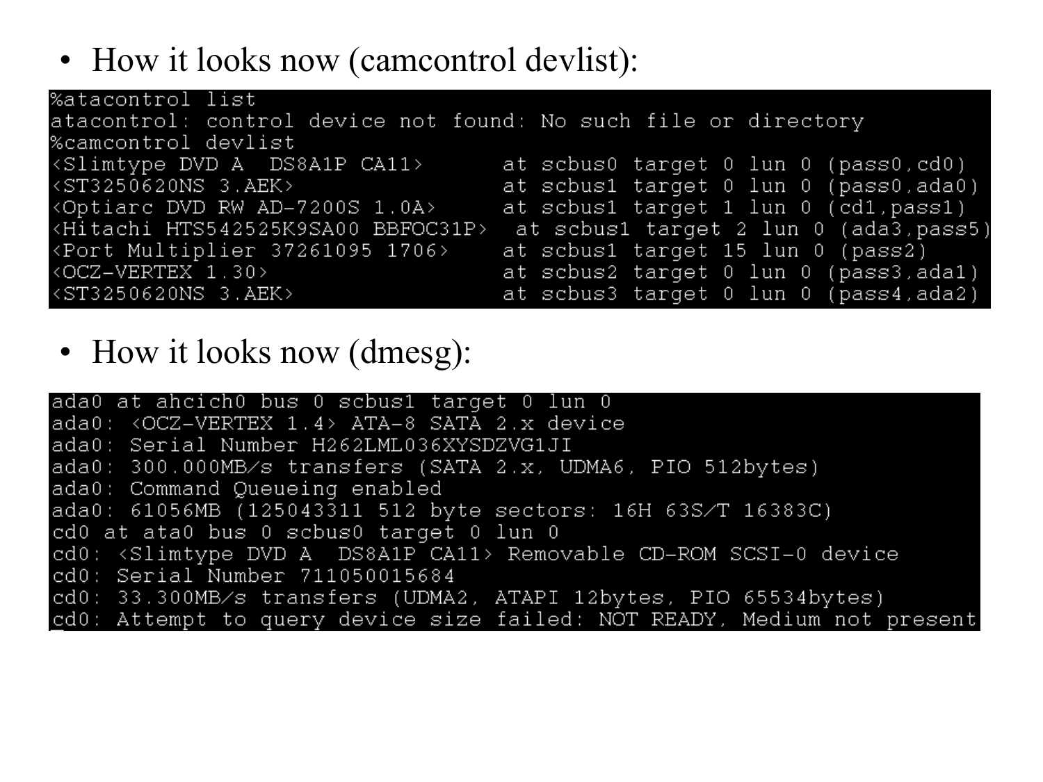- How it looks now (camcontrol devlist):

```
%atacontrol list
atacontrol: control device not found: No such file or directory
%camcontrol devlist
<Slimtype DVD A  DS8A1P CA11>      at scbus0 target 0 lun 0 (pass0,cd0)
<ST3250620NS 3.AEK>                at scbus1 target 0 lun 0 (pass0,ada0)
<Optiarc DVD RW AD-7200S 1.0A>     at scbus1 target 1 lun 0 (cd1,pass1)
<Hitachi HTS542525K9SA00 BBFOC31P>  at scbus1 target 2 lun 0 (ada3,pass5)
<Port Multiplier 37261095 1706>    at scbus1 target 15 lun 0 (pass2)
<OCZ-VERTEX 1.30>                  at scbus2 target 0 lun 0 (pass3,ada1)
<ST3250620NS 3.AEK>                at scbus3 target 0 lun 0 (pass4,ada2)
```

- How it looks now (dmesg):

```
ada0 at ahcich0 bus 0 scbus1 target 0 lun 0
ada0: <OCZ-VERTEX 1.4> ATA-8 SATA 2.x device
ada0: Serial Number H262LML036XYSDZVG1JI
ada0: 300.000MB/s transfers (SATA 2.x, UDMA6, PIO 512bytes)
ada0: Command Queueing enabled
ada0: 61056MB (125043311 512 byte sectors: 16H 63S/T 16383C)
cd0 at ata0 bus 0 scbus0 target 0 lun 0
cd0: <Slimtype DVD A  DS8A1P CA11> Removable CD-ROM SCSI-0 device
cd0: Serial Number 711050015684
cd0: 33.300MB/s transfers (UDMA2, ATAPI 12bytes, PIO 65534bytes)
cd0: Attempt to query device size failed: NOT READY, Medium not present
```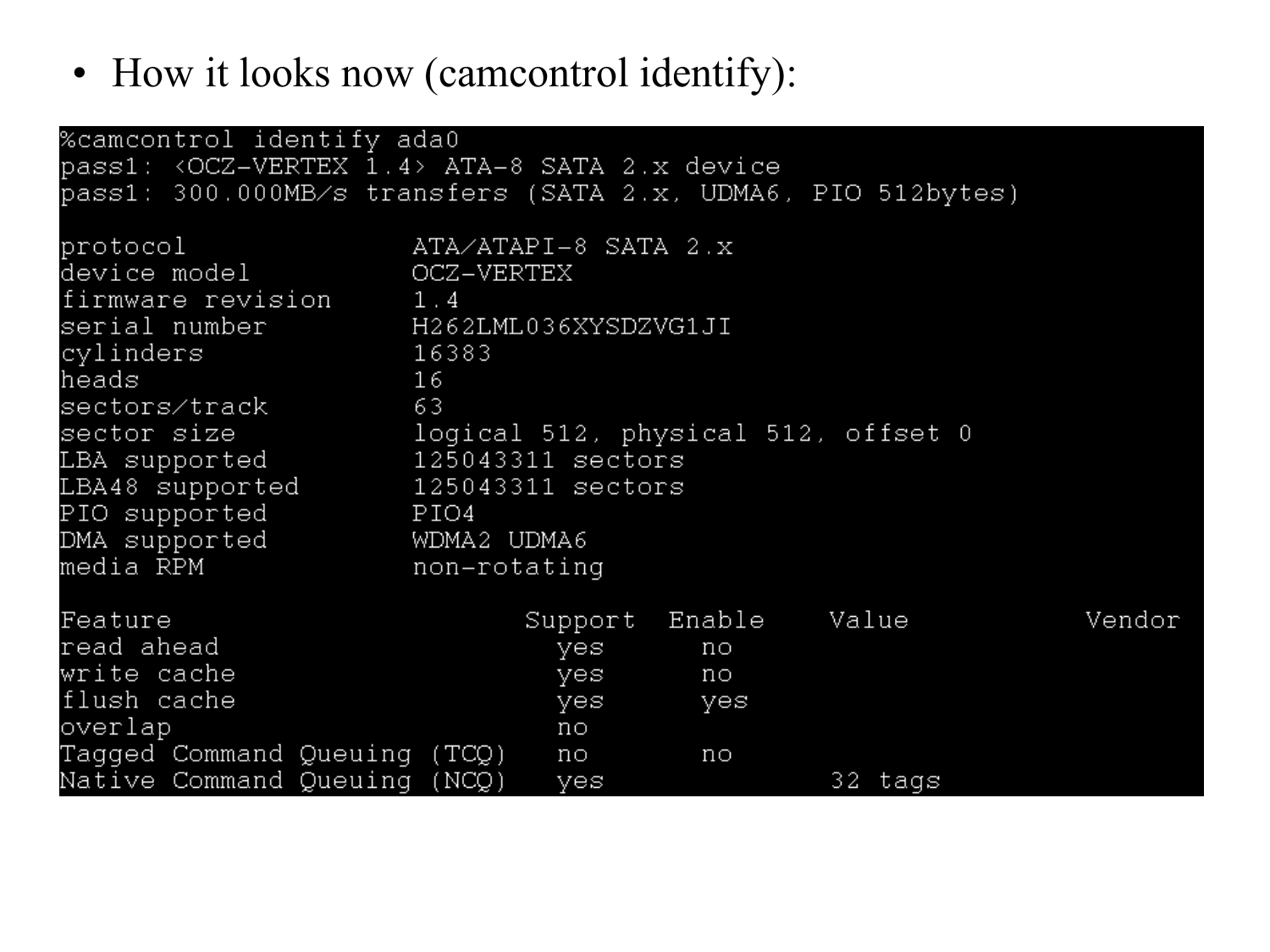- How it looks now (camcontrol identify):

```
%camcontrol identify ada0
pass1: <OCZ-VERTEX 1.4> ATA-8 SATA 2.x device
pass1: 300.000MB/s transfers (SATA 2.x, UDMA6, PIO 512bytes)

protocol              ATA/ATAPI-8 SATA 2.x
device model          OCZ-VERTEX
firmware revision     1.4
serial number         H262LML036XYSDZVG1JI
cylinders             16383
heads                 16
sectors/track         63
sector size           logical 512, physical 512, offset 0
LBA supported         125043311 sectors
LBA48 supported       125043311 sectors
PIO supported         PIO4
DMA supported         WDMA2 UDMA6
media RPM             non-rotating

Feature                      Support  Enable    Value           Vendor
read ahead                     yes      no
write cache                    yes      no
flush cache                    yes      yes
overlap                        no
Tagged Command Queuing (TCQ)   no       no
Native Command Queuing (NCQ)   yes               32 tags
```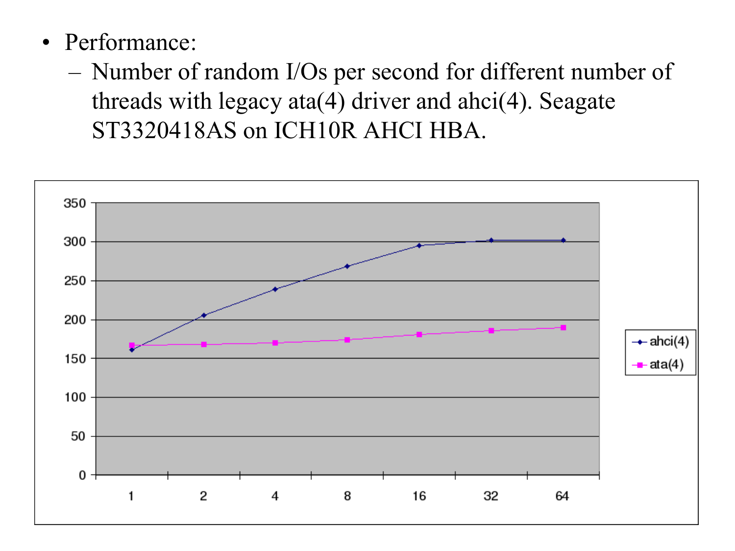- Performance:
  - Number of random I/Os per second for different number of threads with legacy ata(4) driver and ahci(4). Seagate ST3320418AS on ICH10R AHCI HBA.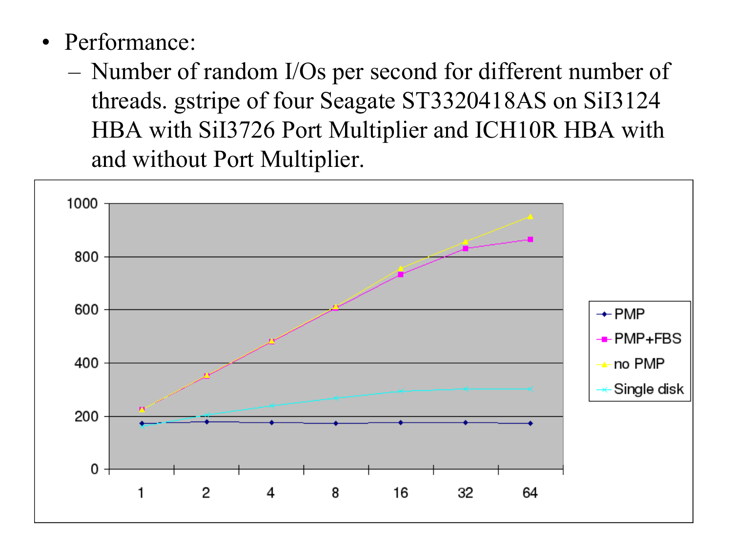- Performance:
  - Number of random I/Os per second for different number of threads. gstripe of four Seagate ST3320418AS on SiI3124 HBA with SiI3726 Port Multiplier and ICH10R HBA with and without Port Multiplier.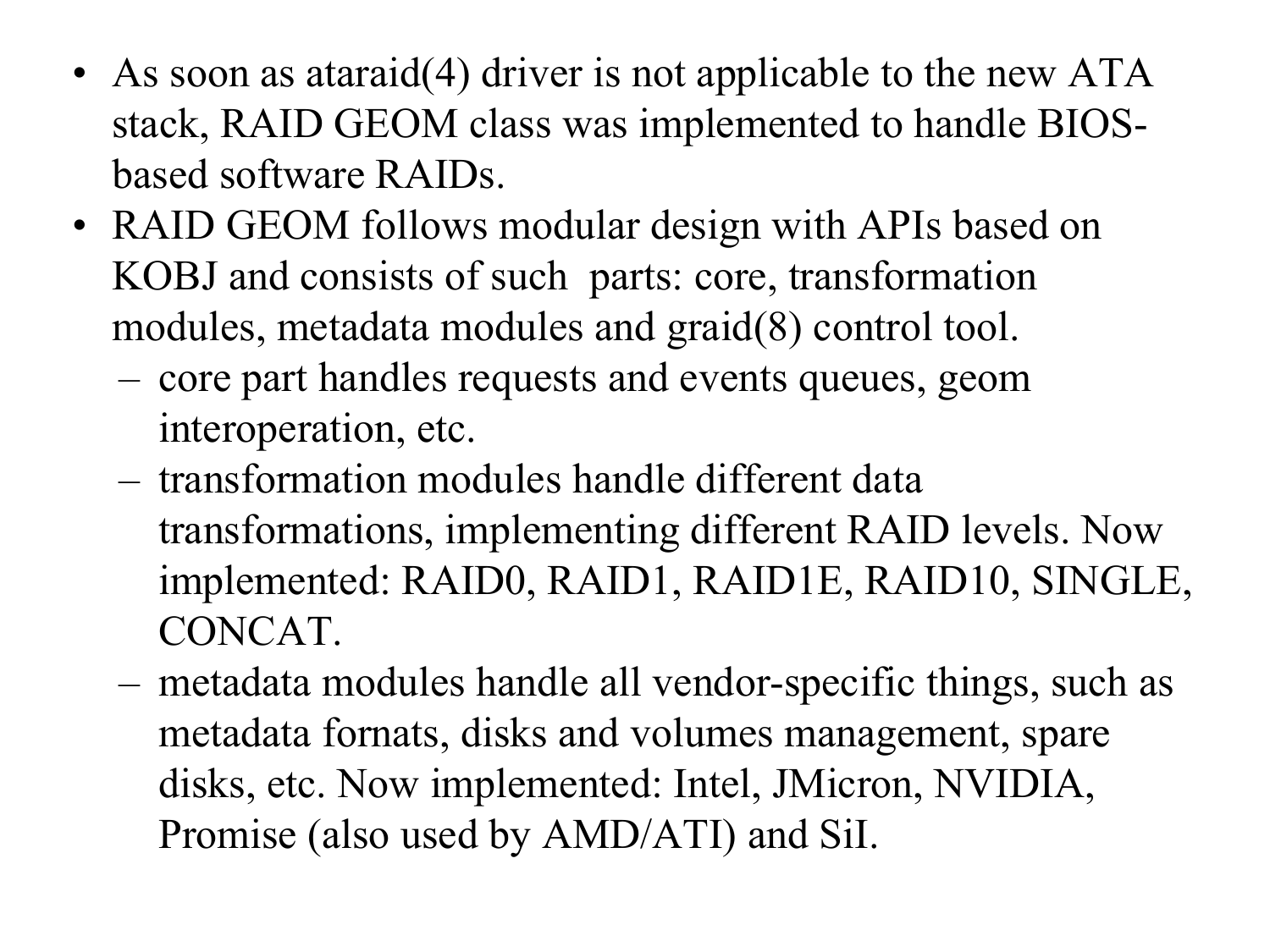- As soon as ataraid(4) driver is not applicable to the new ATA stack, RAID GEOM class was implemented to handle BIOS-based software RAIDs.
- RAID GEOM follows modular design with APIs based on KOBJ and consists of such parts: core, transformation modules, metadata modules and graid(8) control tool.
  - core part handles requests and events queues, geom interoperation, etc.
  - transformation modules handle different data transformations, implementing different RAID levels. Now implemented: RAID0, RAID1, RAID1E, RAID10, SINGLE, CONCAT.
  - metadata modules handle all vendor-specific things, such as metadata fornats, disks and volumes management, spare disks, etc. Now implemented: Intel, JMicron, NVIDIA, Promise (also used by AMD/ATI) and SiI.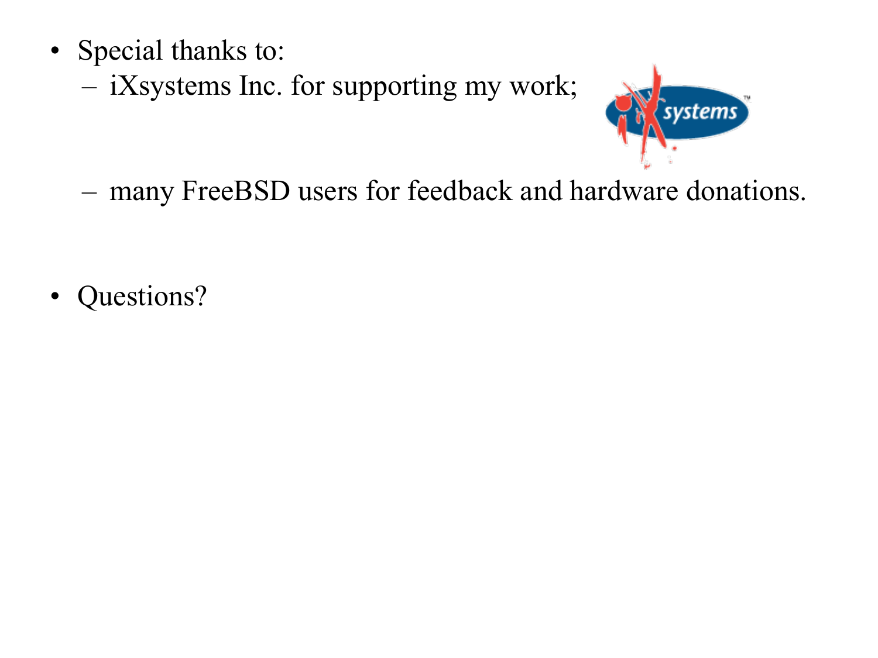- Special thanks to:
  - iXsystems Inc. for supporting my work;
  - many FreeBSD users for feedback and hardware donations.

- Questions?